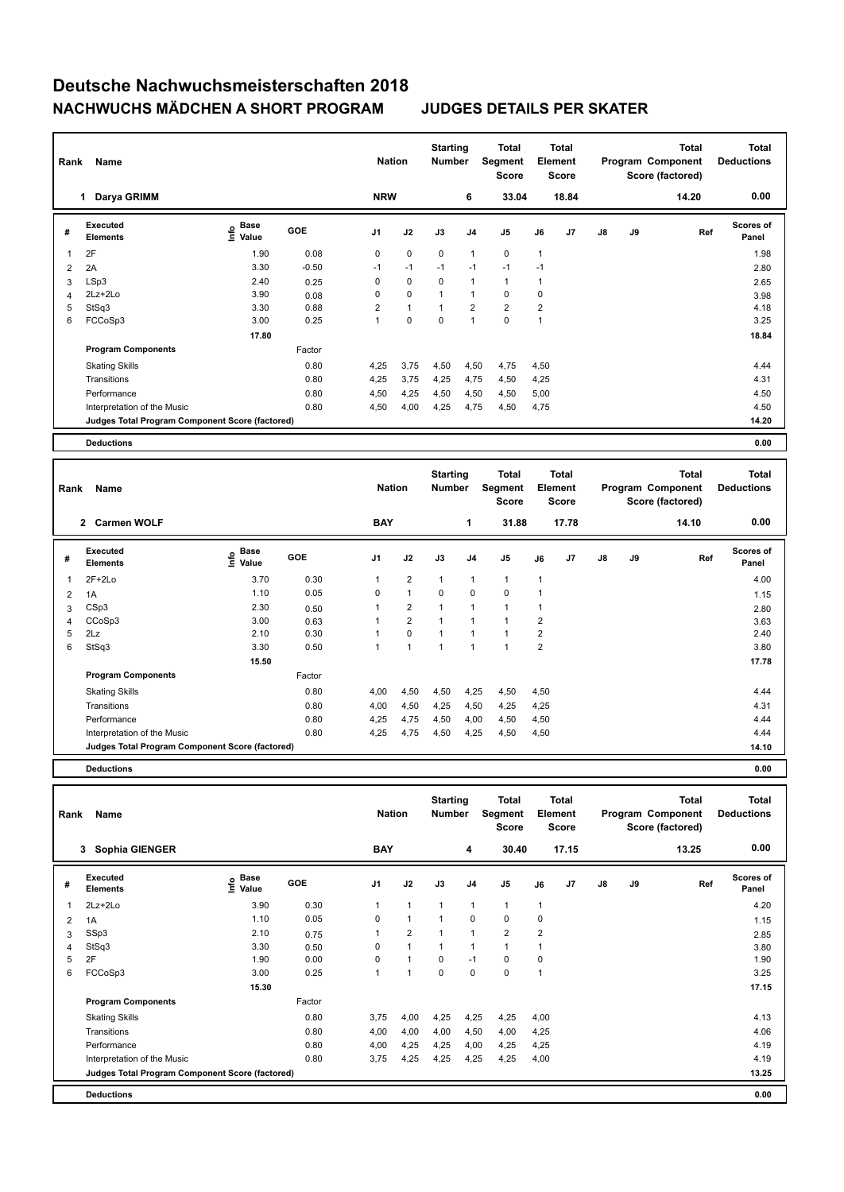# Deutsche Nachwuchsmeisterschaften 2018

## NACHWUCHS MÄDCHEN A SHORT PROGRAM — JUDGES DETAILS PER SKATER

| Rank | Name | Nation | Starting Number | Total Segment Score | Total Element Score | Total Program Component Score (factored) | Total Deductions |
|---|---|---|---|---|---|---|---|
| 1 | Darya GRIMM | NRW | 6 | 33.04 | 18.84 | 14.20 | 0.00 |

| # | Executed Elements | Info | Base Value | GOE | J1 | J2 | J3 | J4 | J5 | J6 | J7 | J8 | J9 | Ref | Scores of Panel |
|---|---|---|---|---|---|---|---|---|---|---|---|---|---|---|---|
| 1 | 2F | | 1.90 | 0.08 | 0 | 0 | 0 | 1 | 0 | 1 | | | | | 1.98 |
| 2 | 2A | | 3.30 | -0.50 | -1 | -1 | -1 | -1 | -1 | -1 | | | | | 2.80 |
| 3 | LSp3 | | 2.40 | 0.25 | 0 | 0 | 0 | 1 | 1 | 1 | | | | | 2.65 |
| 4 | 2Lz+2Lo | | 3.90 | 0.08 | 0 | 0 | 1 | 1 | 0 | 0 | | | | | 3.98 |
| 5 | StSq3 | | 3.30 | 0.88 | 2 | 1 | 1 | 2 | 2 | 2 | | | | | 4.18 |
| 6 | FCCoSp3 | | 3.00 | 0.25 | 1 | 0 | 0 | 1 | 0 | 1 | | | | | 3.25 |
| | | | 17.80 | | | | | | | | | | | | 18.84 |

| Program Components | Factor | J1 | J2 | J3 | J4 | J5 | J6 | J7 | J8 | J9 | Scores of Panel |
|---|---|---|---|---|---|---|---|---|---|---|---|
| Skating Skills | 0.80 | 4,25 | 3,75 | 4,50 | 4,50 | 4,75 | 4,50 | | | | 4.44 |
| Transitions | 0.80 | 4,25 | 3,75 | 4,25 | 4,75 | 4,50 | 4,25 | | | | 4.31 |
| Performance | 0.80 | 4,50 | 4,25 | 4,50 | 4,50 | 4,50 | 5,00 | | | | 4.50 |
| Interpretation of the Music | 0.80 | 4,50 | 4,00 | 4,25 | 4,75 | 4,50 | 4,75 | | | | 4.50 |
| Judges Total Program Component Score (factored) | | | | | | | | | | | 14.20 |

| Deductions | 0.00 |
|---|---|

| Rank | Name | Nation | Starting Number | Total Segment Score | Total Element Score | Total Program Component Score (factored) | Total Deductions |
|---|---|---|---|---|---|---|---|
| 2 | Carmen WOLF | BAY | 1 | 31.88 | 17.78 | 14.10 | 0.00 |

| # | Executed Elements | Info | Base Value | GOE | J1 | J2 | J3 | J4 | J5 | J6 | J7 | J8 | J9 | Ref | Scores of Panel |
|---|---|---|---|---|---|---|---|---|---|---|---|---|---|---|---|
| 1 | 2F+2Lo | | 3.70 | 0.30 | 1 | 2 | 1 | 1 | 1 | 1 | | | | | 4.00 |
| 2 | 1A | | 1.10 | 0.05 | 0 | 1 | 0 | 0 | 0 | 1 | | | | | 1.15 |
| 3 | CSp3 | | 2.30 | 0.50 | 1 | 2 | 1 | 1 | 1 | 1 | | | | | 2.80 |
| 4 | CCoSp3 | | 3.00 | 0.63 | 1 | 2 | 1 | 1 | 1 | 2 | | | | | 3.63 |
| 5 | 2Lz | | 2.10 | 0.30 | 1 | 0 | 1 | 1 | 1 | 2 | | | | | 2.40 |
| 6 | StSq3 | | 3.30 | 0.50 | 1 | 1 | 1 | 1 | 1 | 2 | | | | | 3.80 |
| | | | 15.50 | | | | | | | | | | | | 17.78 |

| Program Components | Factor | J1 | J2 | J3 | J4 | J5 | J6 | J7 | J8 | J9 | Scores of Panel |
|---|---|---|---|---|---|---|---|---|---|---|---|
| Skating Skills | 0.80 | 4,00 | 4,50 | 4,50 | 4,25 | 4,50 | 4,50 | | | | 4.44 |
| Transitions | 0.80 | 4,00 | 4,50 | 4,25 | 4,50 | 4,25 | 4,25 | | | | 4.31 |
| Performance | 0.80 | 4,25 | 4,75 | 4,50 | 4,00 | 4,50 | 4,50 | | | | 4.44 |
| Interpretation of the Music | 0.80 | 4,25 | 4,75 | 4,50 | 4,25 | 4,50 | 4,50 | | | | 4.44 |
| Judges Total Program Component Score (factored) | | | | | | | | | | | 14.10 |

| Deductions | 0.00 |
|---|---|

| Rank | Name | Nation | Starting Number | Total Segment Score | Total Element Score | Total Program Component Score (factored) | Total Deductions |
|---|---|---|---|---|---|---|---|
| 3 | Sophia GIENGER | BAY | 4 | 30.40 | 17.15 | 13.25 | 0.00 |

| # | Executed Elements | Info | Base Value | GOE | J1 | J2 | J3 | J4 | J5 | J6 | J7 | J8 | J9 | Ref | Scores of Panel |
|---|---|---|---|---|---|---|---|---|---|---|---|---|---|---|---|
| 1 | 2Lz+2Lo | | 3.90 | 0.30 | 1 | 1 | 1 | 1 | 1 | 1 | | | | | 4.20 |
| 2 | 1A | | 1.10 | 0.05 | 0 | 1 | 1 | 0 | 0 | 0 | | | | | 1.15 |
| 3 | SSp3 | | 2.10 | 0.75 | 1 | 2 | 1 | 1 | 2 | 2 | | | | | 2.85 |
| 4 | StSq3 | | 3.30 | 0.50 | 0 | 1 | 1 | 1 | 1 | 1 | | | | | 3.80 |
| 5 | 2F | | 1.90 | 0.00 | 0 | 1 | 0 | -1 | 0 | 0 | | | | | 1.90 |
| 6 | FCCoSp3 | | 3.00 | 0.25 | 1 | 1 | 0 | 0 | 0 | 1 | | | | | 3.25 |
| | | | 15.30 | | | | | | | | | | | | 17.15 |

| Program Components | Factor | J1 | J2 | J3 | J4 | J5 | J6 | J7 | J8 | J9 | Scores of Panel |
|---|---|---|---|---|---|---|---|---|---|---|---|
| Skating Skills | 0.80 | 3,75 | 4,00 | 4,25 | 4,25 | 4,25 | 4,00 | | | | 4.13 |
| Transitions | 0.80 | 4,00 | 4,00 | 4,00 | 4,50 | 4,00 | 4,25 | | | | 4.06 |
| Performance | 0.80 | 4,00 | 4,25 | 4,25 | 4,00 | 4,25 | 4,25 | | | | 4.19 |
| Interpretation of the Music | 0.80 | 3,75 | 4,25 | 4,25 | 4,25 | 4,25 | 4,00 | | | | 4.19 |
| Judges Total Program Component Score (factored) | | | | | | | | | | | 13.25 |

| Deductions | 0.00 |
|---|---|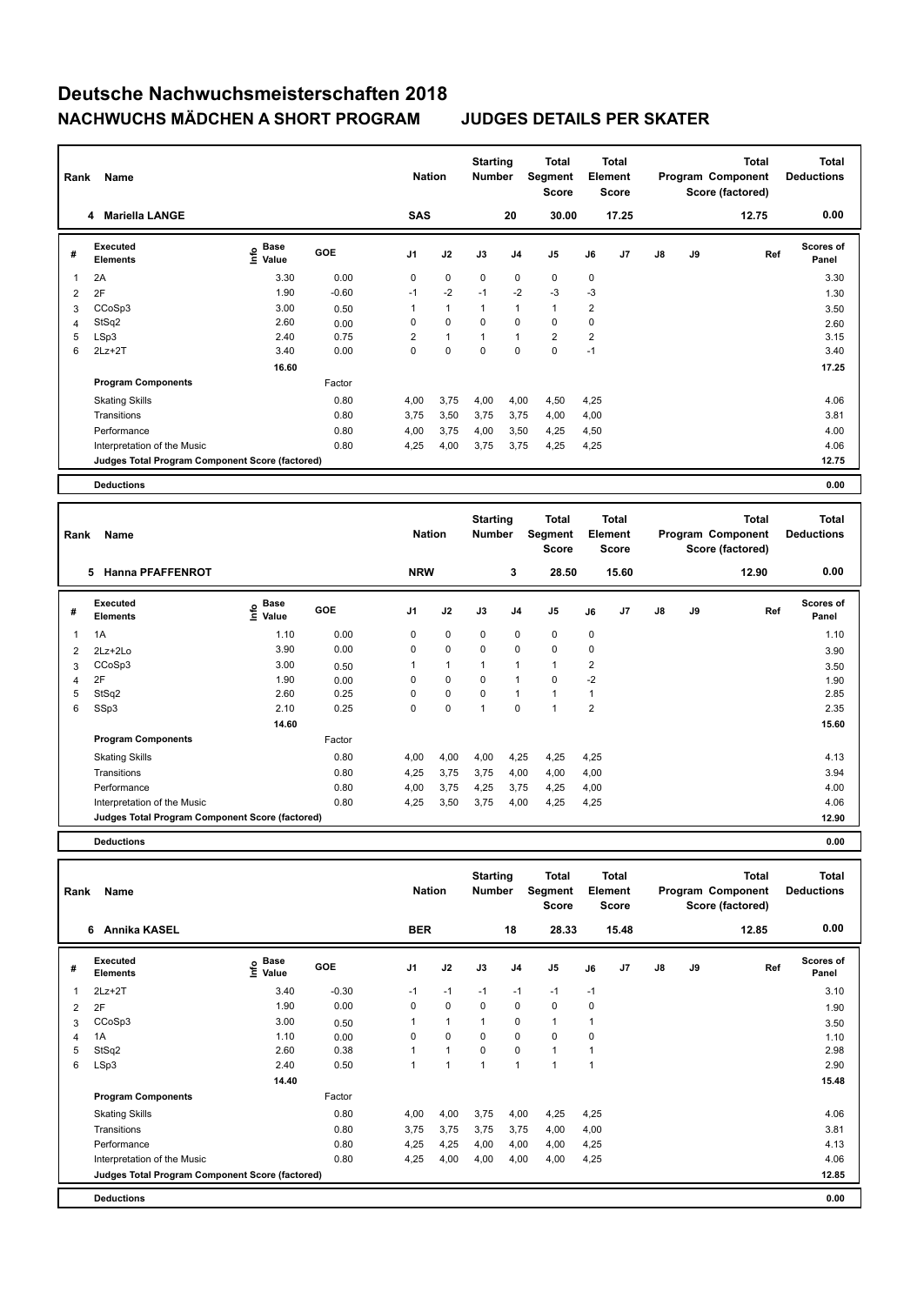# Deutsche Nachwuchsmeisterschaften 2018

## NACHWUCHS MÄDCHEN A SHORT PROGRAM JUDGES DETAILS PER SKATER

| Rank | Name | Nation | Starting Number | Total Segment Score | Total Element Score | Total Program Component Score (factored) | Total Deductions |
|---|---|---|---|---|---|---|---|
| 4 | Mariella LANGE | SAS | 20 | 30.00 | 17.25 | 12.75 | 0.00 |

| # | Executed Elements | Info | Base Value | GOE | J1 | J2 | J3 | J4 | J5 | J6 | J7 | J8 | J9 | Ref | Scores of Panel |
|---|---|---|---|---|---|---|---|---|---|---|---|---|---|---|---|
| 1 | 2A | | 3.30 | 0.00 | 0 | 0 | 0 | 0 | 0 | 0 | | | | | 3.30 |
| 2 | 2F | | 1.90 | -0.60 | -1 | -2 | -1 | -2 | -3 | -3 | | | | | 1.30 |
| 3 | CCoSp3 | | 3.00 | 0.50 | 1 | 1 | 1 | 1 | 1 | 2 | | | | | 3.50 |
| 4 | StSq2 | | 2.60 | 0.00 | 0 | 0 | 0 | 0 | 0 | 0 | | | | | 2.60 |
| 5 | LSp3 | | 2.40 | 0.75 | 2 | 1 | 1 | 1 | 2 | 2 | | | | | 3.15 |
| 6 | 2Lz+2T | | 3.40 | 0.00 | 0 | 0 | 0 | 0 | 0 | -1 | | | | | 3.40 |
| | | | 16.60 | | | | | | | | | | | | 17.25 |

| Program Components | Factor | J1 | J2 | J3 | J4 | J5 | J6 | J7 | J8 | J9 | Scores of Panel |
|---|---|---|---|---|---|---|---|---|---|---|---|
| Skating Skills | 0.80 | 4,00 | 3,75 | 4,00 | 4,00 | 4,50 | 4,25 | | | | 4.06 |
| Transitions | 0.80 | 3,75 | 3,50 | 3,75 | 3,75 | 4,00 | 4,00 | | | | 3.81 |
| Performance | 0.80 | 4,00 | 3,75 | 4,00 | 3,50 | 4,25 | 4,50 | | | | 4.00 |
| Interpretation of the Music | 0.80 | 4,25 | 4,00 | 3,75 | 3,75 | 4,25 | 4,25 | | | | 4.06 |
| Judges Total Program Component Score (factored) | | | | | | | | | | | 12.75 |

**Deductions** 0.00

| Rank | Name | Nation | Starting Number | Total Segment Score | Total Element Score | Total Program Component Score (factored) | Total Deductions |
|---|---|---|---|---|---|---|---|
| 5 | Hanna PFAFFENROT | NRW | 3 | 28.50 | 15.60 | 12.90 | 0.00 |

| # | Executed Elements | Info | Base Value | GOE | J1 | J2 | J3 | J4 | J5 | J6 | J7 | J8 | J9 | Ref | Scores of Panel |
|---|---|---|---|---|---|---|---|---|---|---|---|---|---|---|---|
| 1 | 1A | | 1.10 | 0.00 | 0 | 0 | 0 | 0 | 0 | 0 | | | | | 1.10 |
| 2 | 2Lz+2Lo | | 3.90 | 0.00 | 0 | 0 | 0 | 0 | 0 | 0 | | | | | 3.90 |
| 3 | CCoSp3 | | 3.00 | 0.50 | 1 | 1 | 1 | 1 | 1 | 2 | | | | | 3.50 |
| 4 | 2F | | 1.90 | 0.00 | 0 | 0 | 0 | 1 | 0 | -2 | | | | | 1.90 |
| 5 | StSq2 | | 2.60 | 0.25 | 0 | 0 | 0 | 1 | 1 | 1 | | | | | 2.85 |
| 6 | SSp3 | | 2.10 | 0.25 | 0 | 0 | 1 | 0 | 1 | 2 | | | | | 2.35 |
| | | | 14.60 | | | | | | | | | | | | 15.60 |

| Program Components | Factor | J1 | J2 | J3 | J4 | J5 | J6 | J7 | J8 | J9 | Scores of Panel |
|---|---|---|---|---|---|---|---|---|---|---|---|
| Skating Skills | 0.80 | 4,00 | 4,00 | 4,00 | 4,25 | 4,25 | 4,25 | | | | 4.13 |
| Transitions | 0.80 | 4,25 | 3,75 | 3,75 | 4,00 | 4,00 | 4,00 | | | | 3.94 |
| Performance | 0.80 | 4,00 | 3,75 | 4,25 | 3,75 | 4,25 | 4,00 | | | | 4.00 |
| Interpretation of the Music | 0.80 | 4,25 | 3,50 | 3,75 | 4,00 | 4,25 | 4,25 | | | | 4.06 |
| Judges Total Program Component Score (factored) | | | | | | | | | | | 12.90 |

**Deductions** 0.00

| Rank | Name | Nation | Starting Number | Total Segment Score | Total Element Score | Total Program Component Score (factored) | Total Deductions |
|---|---|---|---|---|---|---|---|
| 6 | Annika KASEL | BER | 18 | 28.33 | 15.48 | 12.85 | 0.00 |

| # | Executed Elements | Info | Base Value | GOE | J1 | J2 | J3 | J4 | J5 | J6 | J7 | J8 | J9 | Ref | Scores of Panel |
|---|---|---|---|---|---|---|---|---|---|---|---|---|---|---|---|
| 1 | 2Lz+2T | | 3.40 | -0.30 | -1 | -1 | -1 | -1 | -1 | -1 | | | | | 3.10 |
| 2 | 2F | | 1.90 | 0.00 | 0 | 0 | 0 | 0 | 0 | 0 | | | | | 1.90 |
| 3 | CCoSp3 | | 3.00 | 0.50 | 1 | 1 | 1 | 0 | 1 | 1 | | | | | 3.50 |
| 4 | 1A | | 1.10 | 0.00 | 0 | 0 | 0 | 0 | 0 | 0 | | | | | 1.10 |
| 5 | StSq2 | | 2.60 | 0.38 | 1 | 1 | 0 | 0 | 1 | 1 | | | | | 2.98 |
| 6 | LSp3 | | 2.40 | 0.50 | 1 | 1 | 1 | 1 | 1 | 1 | | | | | 2.90 |
| | | | 14.40 | | | | | | | | | | | | 15.48 |

| Program Components | Factor | J1 | J2 | J3 | J4 | J5 | J6 | J7 | J8 | J9 | Scores of Panel |
|---|---|---|---|---|---|---|---|---|---|---|---|
| Skating Skills | 0.80 | 4,00 | 4,00 | 3,75 | 4,00 | 4,25 | 4,25 | | | | 4.06 |
| Transitions | 0.80 | 3,75 | 3,75 | 3,75 | 3,75 | 4,00 | 4,00 | | | | 3.81 |
| Performance | 0.80 | 4,25 | 4,25 | 4,00 | 4,00 | 4,00 | 4,25 | | | | 4.13 |
| Interpretation of the Music | 0.80 | 4,25 | 4,00 | 4,00 | 4,00 | 4,00 | 4,25 | | | | 4.06 |
| Judges Total Program Component Score (factored) | | | | | | | | | | | 12.85 |

**Deductions** 0.00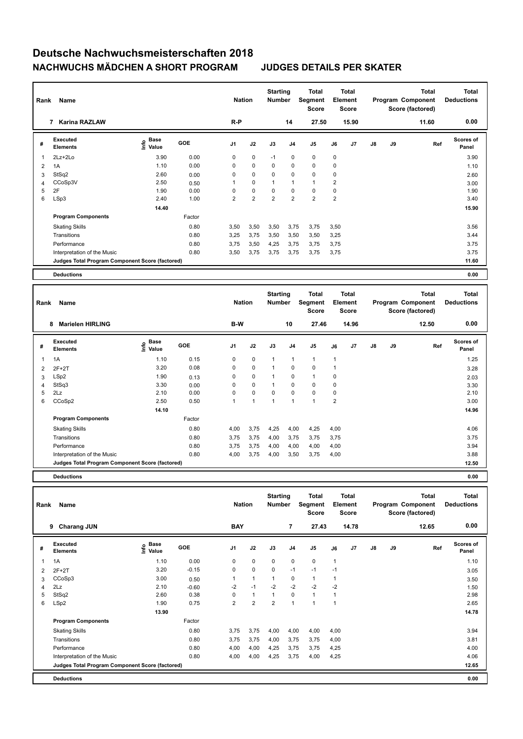# Deutsche Nachwuchsmeisterschaften 2018

## NACHWUCHS MÄDCHEN A SHORT PROGRAM — JUDGES DETAILS PER SKATER

| Rank | Name | Nation | Starting Number | Total Segment Score | Total Element Score | Total Program Component Score (factored) | Total Deductions |
|---|---|---|---|---|---|---|---|
| 7 | Karina RAZLAW | R-P | 14 | 27.50 | 15.90 | 11.60 | 0.00 |

| # | Executed Elements | Info | Base Value | GOE | J1 | J2 | J3 | J4 | J5 | J6 | J7 | J8 | J9 | Ref | Scores of Panel |
|---|---|---|---|---|---|---|---|---|---|---|---|---|---|---|---|
| 1 | 2Lz+2Lo | | 3.90 | 0.00 | 0 | 0 | -1 | 0 | 0 | 0 | | | | | 3.90 |
| 2 | 1A | | 1.10 | 0.00 | 0 | 0 | 0 | 0 | 0 | 0 | | | | | 1.10 |
| 3 | StSq2 | | 2.60 | 0.00 | 0 | 0 | 0 | 0 | 0 | 0 | | | | | 2.60 |
| 4 | CCoSp3V | | 2.50 | 0.50 | 1 | 0 | 1 | 1 | 1 | 2 | | | | | 3.00 |
| 5 | 2F | | 1.90 | 0.00 | 0 | 0 | 0 | 0 | 0 | 0 | | | | | 1.90 |
| 6 | LSp3 | | 2.40 | 1.00 | 2 | 2 | 2 | 2 | 2 | 2 | | | | | 3.40 |
| | | | 14.40 | | | | | | | | | | | | 15.90 |
| | **Program Components** | | | Factor | | | | | | | | | | | |
| | Skating Skills | | | 0.80 | 3,50 | 3,50 | 3,50 | 3,75 | 3,75 | 3,50 | | | | | 3.56 |
| | Transitions | | | 0.80 | 3,25 | 3,75 | 3,50 | 3,50 | 3,50 | 3,25 | | | | | 3.44 |
| | Performance | | | 0.80 | 3,75 | 3,50 | 4,25 | 3,75 | 3,75 | 3,75 | | | | | 3.75 |
| | Interpretation of the Music | | | 0.80 | 3,50 | 3,75 | 3,75 | 3,75 | 3,75 | 3,75 | | | | | 3.75 |
| | **Judges Total Program Component Score (factored)** | | | | | | | | | | | | | | 11.60 |
| | **Deductions** | | | | | | | | | | | | | | 0.00 |

| Rank | Name | Nation | Starting Number | Total Segment Score | Total Element Score | Total Program Component Score (factored) | Total Deductions |
|---|---|---|---|---|---|---|---|
| 8 | Marielen HIRLING | B-W | 10 | 27.46 | 14.96 | 12.50 | 0.00 |

| # | Executed Elements | Info | Base Value | GOE | J1 | J2 | J3 | J4 | J5 | J6 | J7 | J8 | J9 | Ref | Scores of Panel |
|---|---|---|---|---|---|---|---|---|---|---|---|---|---|---|---|
| 1 | 1A | | 1.10 | 0.15 | 0 | 0 | 1 | 1 | 1 | 1 | | | | | 1.25 |
| 2 | 2F+2T | | 3.20 | 0.08 | 0 | 0 | 1 | 0 | 0 | 1 | | | | | 3.28 |
| 3 | LSp2 | | 1.90 | 0.13 | 0 | 0 | 1 | 0 | 1 | 0 | | | | | 2.03 |
| 4 | StSq3 | | 3.30 | 0.00 | 0 | 0 | 1 | 0 | 0 | 0 | | | | | 3.30 |
| 5 | 2Lz | | 2.10 | 0.00 | 0 | 0 | 0 | 0 | 0 | 0 | | | | | 2.10 |
| 6 | CCoSp2 | | 2.50 | 0.50 | 1 | 1 | 1 | 1 | 1 | 2 | | | | | 3.00 |
| | | | 14.10 | | | | | | | | | | | | 14.96 |
| | **Program Components** | | | Factor | | | | | | | | | | | |
| | Skating Skills | | | 0.80 | 4,00 | 3,75 | 4,25 | 4,00 | 4,25 | 4,00 | | | | | 4.06 |
| | Transitions | | | 0.80 | 3,75 | 3,75 | 4,00 | 3,75 | 3,75 | 3,75 | | | | | 3.75 |
| | Performance | | | 0.80 | 3,75 | 3,75 | 4,00 | 4,00 | 4,00 | 4,00 | | | | | 3.94 |
| | Interpretation of the Music | | | 0.80 | 4,00 | 3,75 | 4,00 | 3,50 | 3,75 | 4,00 | | | | | 3.88 |
| | **Judges Total Program Component Score (factored)** | | | | | | | | | | | | | | 12.50 |
| | **Deductions** | | | | | | | | | | | | | | 0.00 |

| Rank | Name | Nation | Starting Number | Total Segment Score | Total Element Score | Total Program Component Score (factored) | Total Deductions |
|---|---|---|---|---|---|---|---|
| 9 | Charang JUN | BAY | 7 | 27.43 | 14.78 | 12.65 | 0.00 |

| # | Executed Elements | Info | Base Value | GOE | J1 | J2 | J3 | J4 | J5 | J6 | J7 | J8 | J9 | Ref | Scores of Panel |
|---|---|---|---|---|---|---|---|---|---|---|---|---|---|---|---|
| 1 | 1A | | 1.10 | 0.00 | 0 | 0 | 0 | 0 | 0 | 1 | | | | | 1.10 |
| 2 | 2F+2T | | 3.20 | -0.15 | 0 | 0 | 0 | -1 | -1 | -1 | | | | | 3.05 |
| 3 | CCoSp3 | | 3.00 | 0.50 | 1 | 1 | 1 | 0 | 1 | 1 | | | | | 3.50 |
| 4 | 2Lz | | 2.10 | -0.60 | -2 | -1 | -2 | -2 | -2 | -2 | | | | | 1.50 |
| 5 | StSq2 | | 2.60 | 0.38 | 0 | 1 | 1 | 0 | 1 | 1 | | | | | 2.98 |
| 6 | LSp2 | | 1.90 | 0.75 | 2 | 2 | 2 | 1 | 1 | 1 | | | | | 2.65 |
| | | | 13.90 | | | | | | | | | | | | 14.78 |
| | **Program Components** | | | Factor | | | | | | | | | | | |
| | Skating Skills | | | 0.80 | 3,75 | 3,75 | 4,00 | 4,00 | 4,00 | 4,00 | | | | | 3.94 |
| | Transitions | | | 0.80 | 3,75 | 3,75 | 4,00 | 3,75 | 3,75 | 4,00 | | | | | 3.81 |
| | Performance | | | 0.80 | 4,00 | 4,00 | 4,25 | 3,75 | 3,75 | 4,25 | | | | | 4.00 |
| | Interpretation of the Music | | | 0.80 | 4,00 | 4,00 | 4,25 | 3,75 | 4,00 | 4,25 | | | | | 4.06 |
| | **Judges Total Program Component Score (factored)** | | | | | | | | | | | | | | 12.65 |
| | **Deductions** | | | | | | | | | | | | | | 0.00 |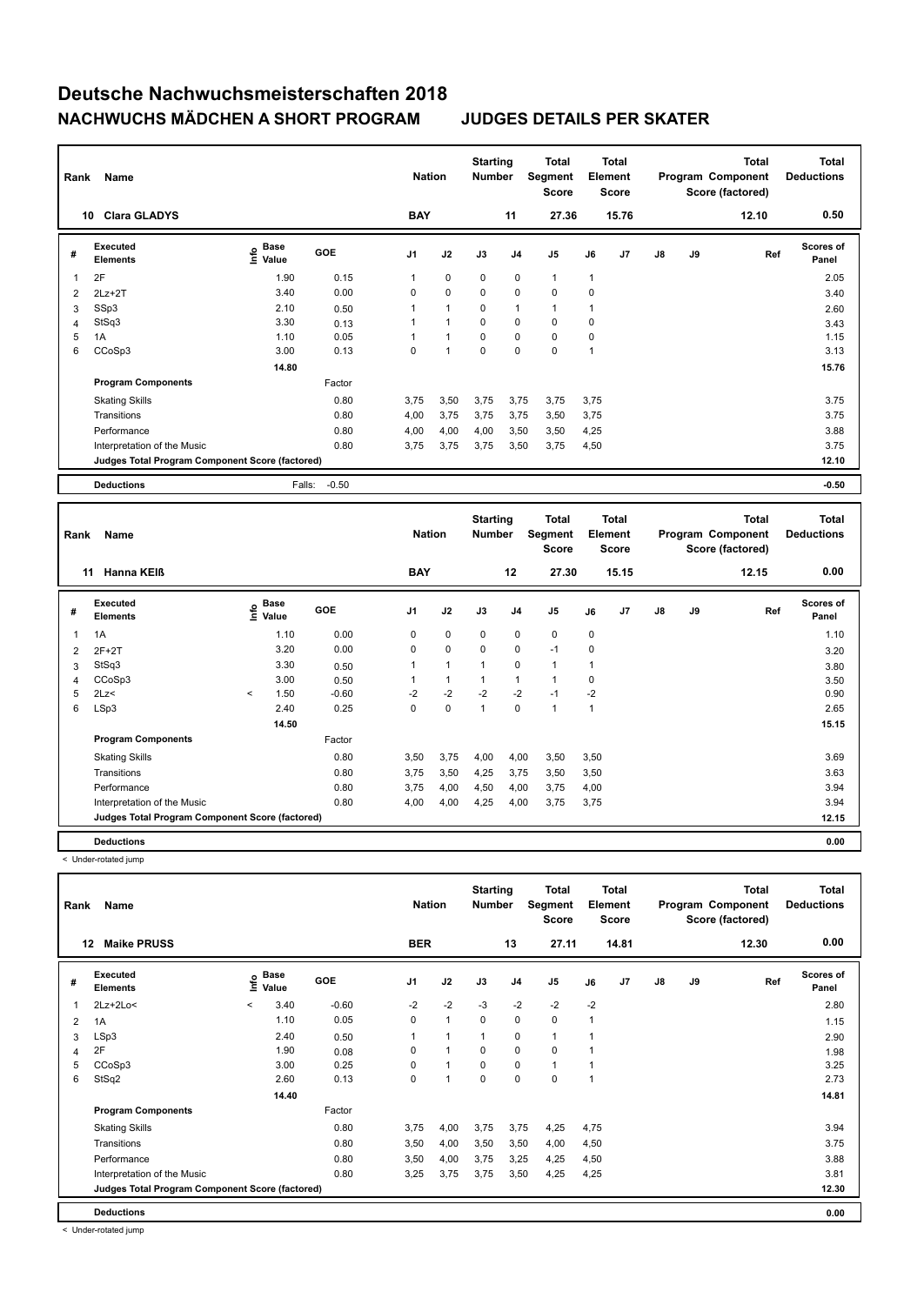# Deutsche Nachwuchsmeisterschaften 2018

## NACHWUCHS MÄDCHEN A SHORT PROGRAM JUDGES DETAILS PER SKATER

| Rank | Name | Nation | Starting Number | Total Segment Score | Total Element Score | Total Program Component Score (factored) | Total Deductions |
|---|---|---|---|---|---|---|---|
| 10 | Clara GLADYS | BAY | 11 | 27.36 | 15.76 | 12.10 | 0.50 |

| # | Executed Elements | Info | Base Value | GOE | J1 | J2 | J3 | J4 | J5 | J6 | J7 | J8 | J9 | Ref | Scores of Panel |
|---|---|---|---|---|---|---|---|---|---|---|---|---|---|---|---|
| 1 | 2F | | 1.90 | 0.15 | 1 | 0 | 0 | 0 | 1 | 1 | | | | | 2.05 |
| 2 | 2Lz+2T | | 3.40 | 0.00 | 0 | 0 | 0 | 0 | 0 | 0 | | | | | 3.40 |
| 3 | SSp3 | | 2.10 | 0.50 | 1 | 1 | 0 | 1 | 1 | 1 | | | | | 2.60 |
| 4 | StSq3 | | 3.30 | 0.13 | 1 | 1 | 0 | 0 | 0 | 0 | | | | | 3.43 |
| 5 | 1A | | 1.10 | 0.05 | 1 | 1 | 0 | 0 | 0 | 0 | | | | | 1.15 |
| 6 | CCoSp3 | | 3.00 | 0.13 | 0 | 1 | 0 | 0 | 0 | 1 | | | | | 3.13 |
| | | | 14.80 | | | | | | | | | | | | 15.76 |
| | **Program Components** | | | Factor | | | | | | | | | | | |
| | Skating Skills | | | 0.80 | 3,75 | 3,50 | 3,75 | 3,75 | 3,75 | 3,75 | | | | | 3.75 |
| | Transitions | | | 0.80 | 4,00 | 3,75 | 3,75 | 3,75 | 3,50 | 3,75 | | | | | 3.75 |
| | Performance | | | 0.80 | 4,00 | 4,00 | 4,00 | 3,50 | 3,50 | 4,25 | | | | | 3.88 |
| | Interpretation of the Music | | | 0.80 | 3,75 | 3,75 | 3,75 | 3,50 | 3,75 | 4,50 | | | | | 3.75 |
| | **Judges Total Program Component Score (factored)** | | | | | | | | | | | | | | 12.10 |
| | **Deductions** | | Falls: | -0.50 | | | | | | | | | | | -0.50 |

| Rank | Name | Nation | Starting Number | Total Segment Score | Total Element Score | Total Program Component Score (factored) | Total Deductions |
|---|---|---|---|---|---|---|---|
| 11 | Hanna KEIß | BAY | 12 | 27.30 | 15.15 | 12.15 | 0.00 |

| # | Executed Elements | Info | Base Value | GOE | J1 | J2 | J3 | J4 | J5 | J6 | J7 | J8 | J9 | Ref | Scores of Panel |
|---|---|---|---|---|---|---|---|---|---|---|---|---|---|---|---|
| 1 | 1A | | 1.10 | 0.00 | 0 | 0 | 0 | 0 | 0 | 0 | | | | | 1.10 |
| 2 | 2F+2T | | 3.20 | 0.00 | 0 | 0 | 0 | 0 | -1 | 0 | | | | | 3.20 |
| 3 | StSq3 | | 3.30 | 0.50 | 1 | 1 | 1 | 0 | 1 | 1 | | | | | 3.80 |
| 4 | CCoSp3 | | 3.00 | 0.50 | 1 | 1 | 1 | 1 | 1 | 0 | | | | | 3.50 |
| 5 | 2Lz< | < | 1.50 | -0.60 | -2 | -2 | -2 | -2 | -1 | -2 | | | | | 0.90 |
| 6 | LSp3 | | 2.40 | 0.25 | 0 | 0 | 1 | 0 | 1 | 1 | | | | | 2.65 |
| | | | 14.50 | | | | | | | | | | | | 15.15 |
| | **Program Components** | | | Factor | | | | | | | | | | | |
| | Skating Skills | | | 0.80 | 3,50 | 3,75 | 4,00 | 4,00 | 3,50 | 3,50 | | | | | 3.69 |
| | Transitions | | | 0.80 | 3,75 | 3,50 | 4,25 | 3,75 | 3,50 | 3,50 | | | | | 3.63 |
| | Performance | | | 0.80 | 3,75 | 4,00 | 4,50 | 4,00 | 3,75 | 4,00 | | | | | 3.94 |
| | Interpretation of the Music | | | 0.80 | 4,00 | 4,00 | 4,25 | 4,00 | 3,75 | 3,75 | | | | | 3.94 |
| | **Judges Total Program Component Score (factored)** | | | | | | | | | | | | | | 12.15 |
| | **Deductions** | | | | | | | | | | | | | | 0.00 |

< Under-rotated jump

| Rank | Name | Nation | Starting Number | Total Segment Score | Total Element Score | Total Program Component Score (factored) | Total Deductions |
|---|---|---|---|---|---|---|---|
| 12 | Maike PRUSS | BER | 13 | 27.11 | 14.81 | 12.30 | 0.00 |

| # | Executed Elements | Info | Base Value | GOE | J1 | J2 | J3 | J4 | J5 | J6 | J7 | J8 | J9 | Ref | Scores of Panel |
|---|---|---|---|---|---|---|---|---|---|---|---|---|---|---|---|
| 1 | 2Lz+2Lo< | < | 3.40 | -0.60 | -2 | -2 | -3 | -2 | -2 | -2 | | | | | 2.80 |
| 2 | 1A | | 1.10 | 0.05 | 0 | 1 | 0 | 0 | 0 | 1 | | | | | 1.15 |
| 3 | LSp3 | | 2.40 | 0.50 | 1 | 1 | 1 | 0 | 1 | 1 | | | | | 2.90 |
| 4 | 2F | | 1.90 | 0.08 | 0 | 1 | 0 | 0 | 0 | 1 | | | | | 1.98 |
| 5 | CCoSp3 | | 3.00 | 0.25 | 0 | 1 | 0 | 0 | 1 | 1 | | | | | 3.25 |
| 6 | StSq2 | | 2.60 | 0.13 | 0 | 1 | 0 | 0 | 0 | 1 | | | | | 2.73 |
| | | | 14.40 | | | | | | | | | | | | 14.81 |
| | **Program Components** | | | Factor | | | | | | | | | | | |
| | Skating Skills | | | 0.80 | 3,75 | 4,00 | 3,75 | 3,75 | 4,25 | 4,75 | | | | | 3.94 |
| | Transitions | | | 0.80 | 3,50 | 4,00 | 3,50 | 3,50 | 4,00 | 4,50 | | | | | 3.75 |
| | Performance | | | 0.80 | 3,50 | 4,00 | 3,75 | 3,25 | 4,25 | 4,50 | | | | | 3.88 |
| | Interpretation of the Music | | | 0.80 | 3,25 | 3,75 | 3,75 | 3,50 | 4,25 | 4,25 | | | | | 3.81 |
| | **Judges Total Program Component Score (factored)** | | | | | | | | | | | | | | 12.30 |
| | **Deductions** | | | | | | | | | | | | | | 0.00 |

< Under-rotated jump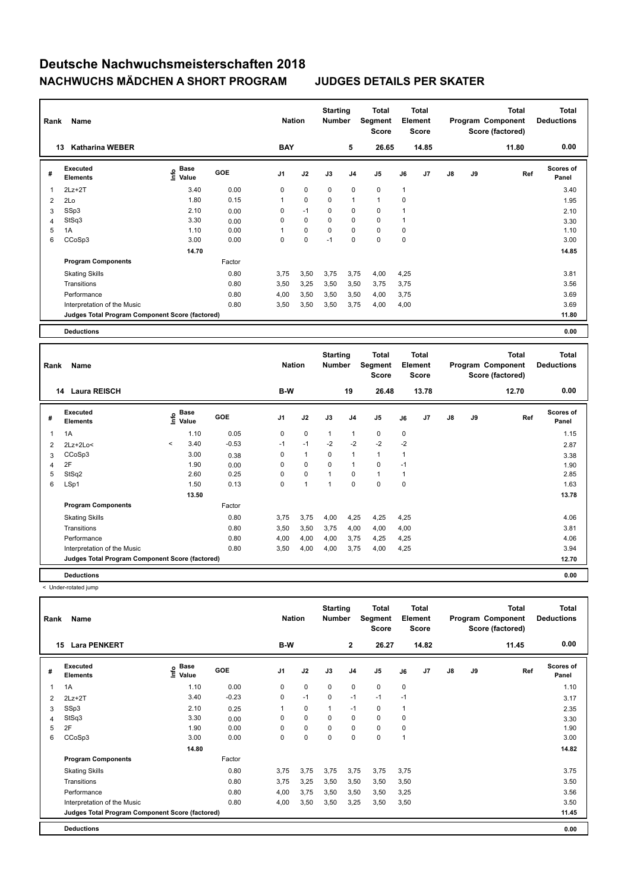# Deutsche Nachwuchsmeisterschaften 2018

## NACHWUCHS MÄDCHEN A SHORT PROGRAM — JUDGES DETAILS PER SKATER

| Rank | Name | Nation | Starting Number | Total Segment Score | Total Element Score | Total Program Component Score (factored) | Total Deductions |
|---|---|---|---|---|---|---|---|
| 13 | Katharina WEBER | BAY | 5 | 26.65 | 14.85 | 11.80 | 0.00 |

| # | Executed Elements | Info | Base Value | GOE | J1 | J2 | J3 | J4 | J5 | J6 | J7 | J8 | J9 | Ref | Scores of Panel |
|---|---|---|---|---|---|---|---|---|---|---|---|---|---|---|---|
| 1 | 2Lz+2T | | 3.40 | 0.00 | 0 | 0 | 0 | 0 | 0 | 1 | | | | | 3.40 |
| 2 | 2Lo | | 1.80 | 0.15 | 1 | 0 | 0 | 1 | 1 | 0 | | | | | 1.95 |
| 3 | SSp3 | | 2.10 | 0.00 | 0 | -1 | 0 | 0 | 0 | 1 | | | | | 2.10 |
| 4 | StSq3 | | 3.30 | 0.00 | 0 | 0 | 0 | 0 | 0 | 1 | | | | | 3.30 |
| 5 | 1A | | 1.10 | 0.00 | 1 | 0 | 0 | 0 | 0 | 0 | | | | | 1.10 |
| 6 | CCoSp3 | | 3.00 | 0.00 | 0 | 0 | -1 | 0 | 0 | 0 | | | | | 3.00 |
| | | | 14.70 | | | | | | | | | | | | 14.85 |
| | **Program Components** | | | Factor | | | | | | | | | | | |
| | Skating Skills | | | 0.80 | 3,75 | 3,50 | 3,75 | 3,75 | 4,00 | 4,25 | | | | | 3.81 |
| | Transitions | | | 0.80 | 3,50 | 3,25 | 3,50 | 3,50 | 3,75 | 3,75 | | | | | 3.56 |
| | Performance | | | 0.80 | 4,00 | 3,50 | 3,50 | 3,50 | 4,00 | 3,75 | | | | | 3.69 |
| | Interpretation of the Music | | | 0.80 | 3,50 | 3,50 | 3,50 | 3,75 | 4,00 | 4,00 | | | | | 3.69 |
| | **Judges Total Program Component Score (factored)** | | | | | | | | | | | | | | 11.80 |
| | **Deductions** | | | | | | | | | | | | | | 0.00 |

| Rank | Name | Nation | Starting Number | Total Segment Score | Total Element Score | Total Program Component Score (factored) | Total Deductions |
|---|---|---|---|---|---|---|---|
| 14 | Laura REISCH | B-W | 19 | 26.48 | 13.78 | 12.70 | 0.00 |

| # | Executed Elements | Info | Base Value | GOE | J1 | J2 | J3 | J4 | J5 | J6 | J7 | J8 | J9 | Ref | Scores of Panel |
|---|---|---|---|---|---|---|---|---|---|---|---|---|---|---|---|
| 1 | 1A | | 1.10 | 0.05 | 0 | 0 | 1 | 1 | 0 | 0 | | | | | 1.15 |
| 2 | 2Lz+2Lo< | < | 3.40 | -0.53 | -1 | -1 | -2 | -2 | -2 | -2 | | | | | 2.87 |
| 3 | CCoSp3 | | 3.00 | 0.38 | 0 | 1 | 0 | 1 | 1 | 1 | | | | | 3.38 |
| 4 | 2F | | 1.90 | 0.00 | 0 | 0 | 0 | 1 | 0 | -1 | | | | | 1.90 |
| 5 | StSq2 | | 2.60 | 0.25 | 0 | 0 | 1 | 0 | 1 | 1 | | | | | 2.85 |
| 6 | LSp1 | | 1.50 | 0.13 | 0 | 1 | 1 | 0 | 0 | 0 | | | | | 1.63 |
| | | | 13.50 | | | | | | | | | | | | 13.78 |
| | **Program Components** | | | Factor | | | | | | | | | | | |
| | Skating Skills | | | 0.80 | 3,75 | 3,75 | 4,00 | 4,25 | 4,25 | 4,25 | | | | | 4.06 |
| | Transitions | | | 0.80 | 3,50 | 3,50 | 3,75 | 4,00 | 4,00 | 4,00 | | | | | 3.81 |
| | Performance | | | 0.80 | 4,00 | 4,00 | 4,00 | 3,75 | 4,25 | 4,25 | | | | | 4.06 |
| | Interpretation of the Music | | | 0.80 | 3,50 | 4,00 | 4,00 | 3,75 | 4,00 | 4,25 | | | | | 3.94 |
| | **Judges Total Program Component Score (factored)** | | | | | | | | | | | | | | 12.70 |
| | **Deductions** | | | | | | | | | | | | | | 0.00 |

< Under-rotated jump

| Rank | Name | Nation | Starting Number | Total Segment Score | Total Element Score | Total Program Component Score (factored) | Total Deductions |
|---|---|---|---|---|---|---|---|
| 15 | Lara PENKERT | B-W | 2 | 26.27 | 14.82 | 11.45 | 0.00 |

| # | Executed Elements | Info | Base Value | GOE | J1 | J2 | J3 | J4 | J5 | J6 | J7 | J8 | J9 | Ref | Scores of Panel |
|---|---|---|---|---|---|---|---|---|---|---|---|---|---|---|---|
| 1 | 1A | | 1.10 | 0.00 | 0 | 0 | 0 | 0 | 0 | 0 | | | | | 1.10 |
| 2 | 2Lz+2T | | 3.40 | -0.23 | 0 | -1 | 0 | -1 | -1 | -1 | | | | | 3.17 |
| 3 | SSp3 | | 2.10 | 0.25 | 1 | 0 | 1 | -1 | 0 | 1 | | | | | 2.35 |
| 4 | StSq3 | | 3.30 | 0.00 | 0 | 0 | 0 | 0 | 0 | 0 | | | | | 3.30 |
| 5 | 2F | | 1.90 | 0.00 | 0 | 0 | 0 | 0 | 0 | 0 | | | | | 1.90 |
| 6 | CCoSp3 | | 3.00 | 0.00 | 0 | 0 | 0 | 0 | 0 | 1 | | | | | 3.00 |
| | | | 14.80 | | | | | | | | | | | | 14.82 |
| | **Program Components** | | | Factor | | | | | | | | | | | |
| | Skating Skills | | | 0.80 | 3,75 | 3,75 | 3,75 | 3,75 | 3,75 | 3,75 | | | | | 3.75 |
| | Transitions | | | 0.80 | 3,75 | 3,25 | 3,50 | 3,50 | 3,50 | 3,50 | | | | | 3.50 |
| | Performance | | | 0.80 | 4,00 | 3,75 | 3,50 | 3,50 | 3,50 | 3,25 | | | | | 3.56 |
| | Interpretation of the Music | | | 0.80 | 4,00 | 3,50 | 3,50 | 3,25 | 3,50 | 3,50 | | | | | 3.50 |
| | **Judges Total Program Component Score (factored)** | | | | | | | | | | | | | | 11.45 |
| | **Deductions** | | | | | | | | | | | | | | 0.00 |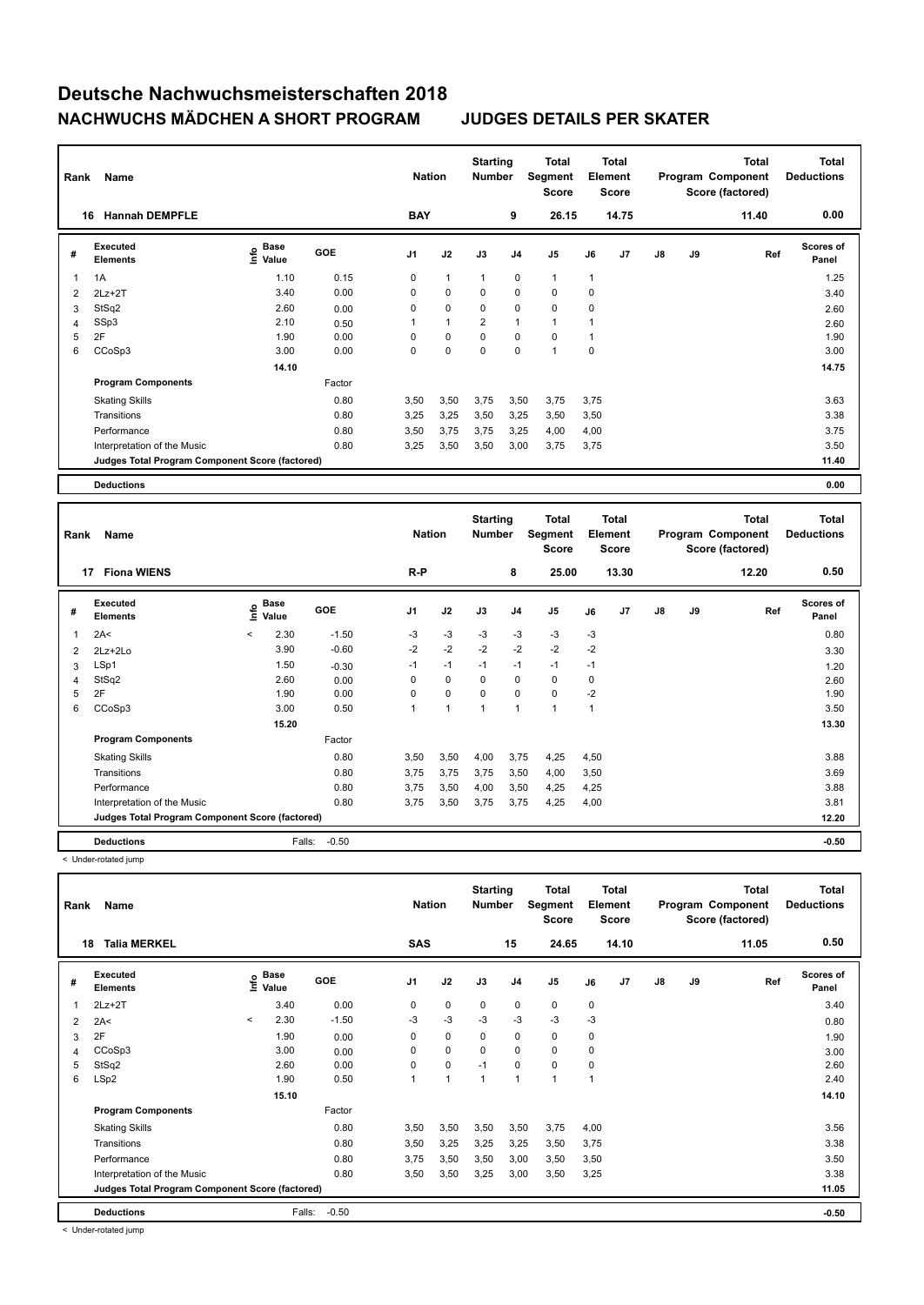# Deutsche Nachwuchsmeisterschaften 2018

## NACHWUCHS MÄDCHEN A SHORT PROGRAM — JUDGES DETAILS PER SKATER

| Rank | Name | Nation | Starting Number | Total Segment Score | Total Element Score | Total Program Component Score (factored) | Total Deductions |
|---|---|---|---|---|---|---|---|
| 16 | Hannah DEMPFLE | BAY | 9 | 26.15 | 14.75 | 11.40 | 0.00 |

| # | Executed Elements | Info | Base Value | GOE | J1 | J2 | J3 | J4 | J5 | J6 | J7 | J8 | J9 | Ref | Scores of Panel |
|---|---|---|---|---|---|---|---|---|---|---|---|---|---|---|---|
| 1 | 1A | | 1.10 | 0.15 | 0 | 1 | 1 | 0 | 1 | 1 | | | | | 1.25 |
| 2 | 2Lz+2T | | 3.40 | 0.00 | 0 | 0 | 0 | 0 | 0 | 0 | | | | | 3.40 |
| 3 | StSq2 | | 2.60 | 0.00 | 0 | 0 | 0 | 0 | 0 | 0 | | | | | 2.60 |
| 4 | SSp3 | | 2.10 | 0.50 | 1 | 1 | 2 | 1 | 1 | 1 | | | | | 2.60 |
| 5 | 2F | | 1.90 | 0.00 | 0 | 0 | 0 | 0 | 0 | 1 | | | | | 1.90 |
| 6 | CCoSp3 | | 3.00 | 0.00 | 0 | 0 | 0 | 0 | 1 | 0 | | | | | 3.00 |
| | | | 14.10 | | | | | | | | | | | | 14.75 |
| | **Program Components** | | | Factor | | | | | | | | | | | |
| | Skating Skills | | | 0.80 | 3,50 | 3,50 | 3,75 | 3,50 | 3,75 | 3,75 | | | | | 3.63 |
| | Transitions | | | 0.80 | 3,25 | 3,25 | 3,50 | 3,25 | 3,50 | 3,50 | | | | | 3.38 |
| | Performance | | | 0.80 | 3,50 | 3,75 | 3,75 | 3,25 | 4,00 | 4,00 | | | | | 3.75 |
| | Interpretation of the Music | | | 0.80 | 3,25 | 3,50 | 3,50 | 3,00 | 3,75 | 3,75 | | | | | 3.50 |
| | **Judges Total Program Component Score (factored)** | | | | | | | | | | | | | | 11.40 |
| | **Deductions** | | | | | | | | | | | | | | 0.00 |

| Rank | Name | Nation | Starting Number | Total Segment Score | Total Element Score | Total Program Component Score (factored) | Total Deductions |
|---|---|---|---|---|---|---|---|
| 17 | Fiona WIENS | R-P | 8 | 25.00 | 13.30 | 12.20 | 0.50 |

| # | Executed Elements | Info | Base Value | GOE | J1 | J2 | J3 | J4 | J5 | J6 | J7 | J8 | J9 | Ref | Scores of Panel |
|---|---|---|---|---|---|---|---|---|---|---|---|---|---|---|---|
| 1 | 2A< | < | 2.30 | -1.50 | -3 | -3 | -3 | -3 | -3 | -3 | | | | | 0.80 |
| 2 | 2Lz+2Lo | | 3.90 | -0.60 | -2 | -2 | -2 | -2 | -2 | -2 | | | | | 3.30 |
| 3 | LSp1 | | 1.50 | -0.30 | -1 | -1 | -1 | -1 | -1 | -1 | | | | | 1.20 |
| 4 | StSq2 | | 2.60 | 0.00 | 0 | 0 | 0 | 0 | 0 | 0 | | | | | 2.60 |
| 5 | 2F | | 1.90 | 0.00 | 0 | 0 | 0 | 0 | 0 | -2 | | | | | 1.90 |
| 6 | CCoSp3 | | 3.00 | 0.50 | 1 | 1 | 1 | 1 | 1 | 1 | | | | | 3.50 |
| | | | 15.20 | | | | | | | | | | | | 13.30 |
| | **Program Components** | | | Factor | | | | | | | | | | | |
| | Skating Skills | | | 0.80 | 3,50 | 3,50 | 4,00 | 3,75 | 4,25 | 4,50 | | | | | 3.88 |
| | Transitions | | | 0.80 | 3,75 | 3,75 | 3,75 | 3,50 | 4,00 | 3,50 | | | | | 3.69 |
| | Performance | | | 0.80 | 3,75 | 3,50 | 4,00 | 3,50 | 4,25 | 4,25 | | | | | 3.88 |
| | Interpretation of the Music | | | 0.80 | 3,75 | 3,50 | 3,75 | 3,75 | 4,25 | 4,00 | | | | | 3.81 |
| | **Judges Total Program Component Score (factored)** | | | | | | | | | | | | | | 12.20 |
| | **Deductions** | | | Falls: -0.50 | | | | | | | | | | | -0.50 |

< Under-rotated jump

| Rank | Name | Nation | Starting Number | Total Segment Score | Total Element Score | Total Program Component Score (factored) | Total Deductions |
|---|---|---|---|---|---|---|---|
| 18 | Talia MERKEL | SAS | 15 | 24.65 | 14.10 | 11.05 | 0.50 |

| # | Executed Elements | Info | Base Value | GOE | J1 | J2 | J3 | J4 | J5 | J6 | J7 | J8 | J9 | Ref | Scores of Panel |
|---|---|---|---|---|---|---|---|---|---|---|---|---|---|---|---|
| 1 | 2Lz+2T | | 3.40 | 0.00 | 0 | 0 | 0 | 0 | 0 | 0 | | | | | 3.40 |
| 2 | 2A< | < | 2.30 | -1.50 | -3 | -3 | -3 | -3 | -3 | -3 | | | | | 0.80 |
| 3 | 2F | | 1.90 | 0.00 | 0 | 0 | 0 | 0 | 0 | 0 | | | | | 1.90 |
| 4 | CCoSp3 | | 3.00 | 0.00 | 0 | 0 | 0 | 0 | 0 | 0 | | | | | 3.00 |
| 5 | StSq2 | | 2.60 | 0.00 | 0 | 0 | -1 | 0 | 0 | 0 | | | | | 2.60 |
| 6 | LSp2 | | 1.90 | 0.50 | 1 | 1 | 1 | 1 | 1 | 1 | | | | | 2.40 |
| | | | 15.10 | | | | | | | | | | | | 14.10 |
| | **Program Components** | | | Factor | | | | | | | | | | | |
| | Skating Skills | | | 0.80 | 3,50 | 3,50 | 3,50 | 3,50 | 3,75 | 4,00 | | | | | 3.56 |
| | Transitions | | | 0.80 | 3,50 | 3,25 | 3,25 | 3,25 | 3,50 | 3,75 | | | | | 3.38 |
| | Performance | | | 0.80 | 3,75 | 3,50 | 3,50 | 3,00 | 3,50 | 3,50 | | | | | 3.50 |
| | Interpretation of the Music | | | 0.80 | 3,50 | 3,50 | 3,25 | 3,00 | 3,50 | 3,25 | | | | | 3.38 |
| | **Judges Total Program Component Score (factored)** | | | | | | | | | | | | | | 11.05 |
| | **Deductions** | | | Falls: -0.50 | | | | | | | | | | | -0.50 |

< Under-rotated jump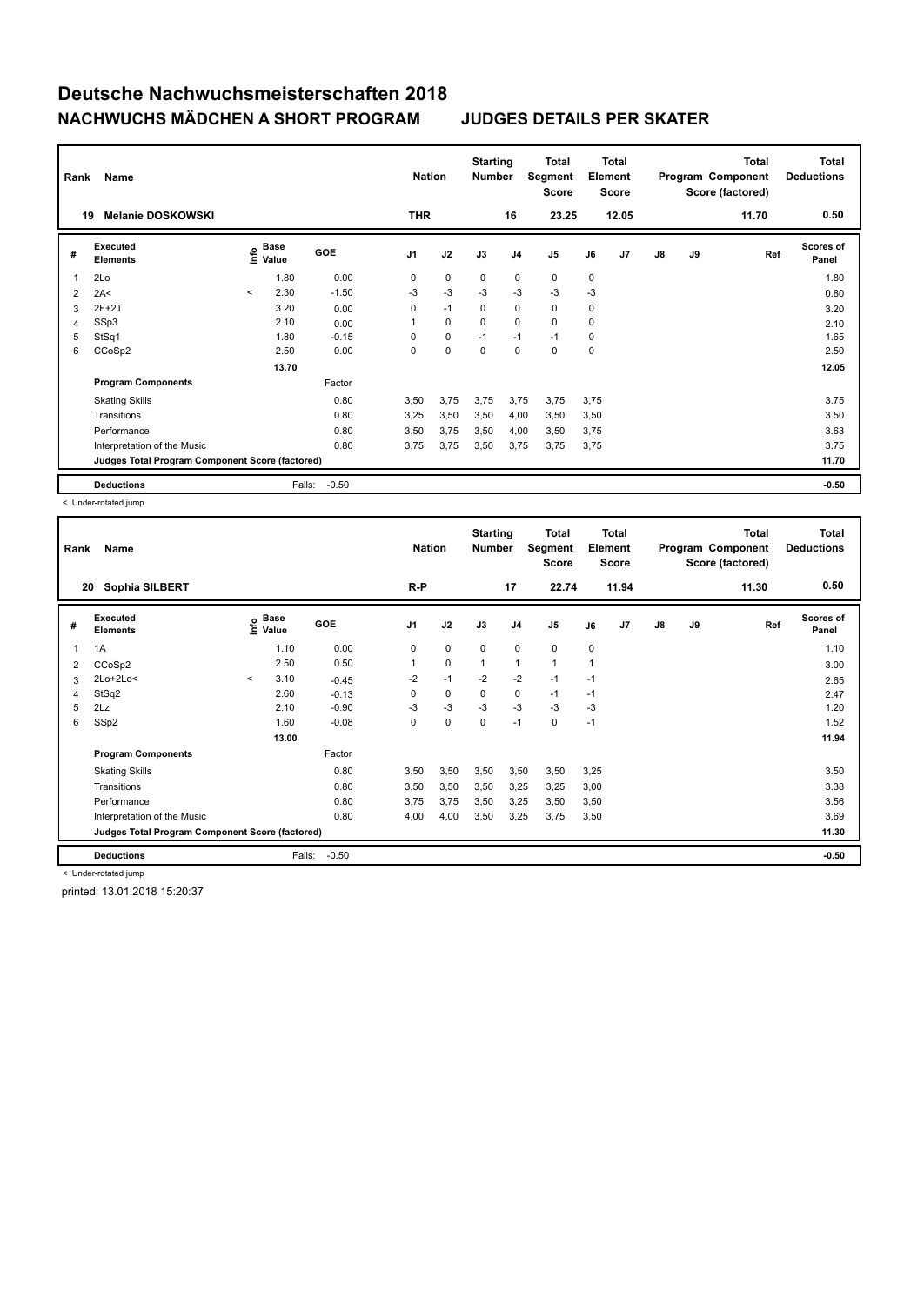# Deutsche Nachwuchsmeisterschaften 2018

## NACHWUCHS MÄDCHEN A SHORT PROGRAM JUDGES DETAILS PER SKATER

| Rank | Name | Nation | Starting Number | Total Segment Score | Total Element Score | Total Program Component Score (factored) | Total Deductions |
|---|---|---|---|---|---|---|---|
| 19 | Melanie DOSKOWSKI | THR | 16 | 23.25 | 12.05 | 11.70 | 0.50 |

| # | Executed Elements | Info | Base Value | GOE | J1 | J2 | J3 | J4 | J5 | J6 | J7 | J8 | J9 | Ref | Scores of Panel |
|---|---|---|---|---|---|---|---|---|---|---|---|---|---|---|---|
| 1 | 2Lo | | 1.80 | 0.00 | 0 | 0 | 0 | 0 | 0 | 0 | | | | | 1.80 |
| 2 | 2A< | < | 2.30 | -1.50 | -3 | -3 | -3 | -3 | -3 | -3 | | | | | 0.80 |
| 3 | 2F+2T | | 3.20 | 0.00 | 0 | -1 | 0 | 0 | 0 | 0 | | | | | 3.20 |
| 4 | SSp3 | | 2.10 | 0.00 | 1 | 0 | 0 | 0 | 0 | 0 | | | | | 2.10 |
| 5 | StSq1 | | 1.80 | -0.15 | 0 | 0 | -1 | -1 | -1 | 0 | | | | | 1.65 |
| 6 | CCoSp2 | | 2.50 | 0.00 | 0 | 0 | 0 | 0 | 0 | 0 | | | | | 2.50 |
| | | | 13.70 | | | | | | | | | | | | 12.05 |
| | **Program Components** | | | Factor | | | | | | | | | | | |
| | Skating Skills | | | 0.80 | 3,50 | 3,75 | 3,75 | 3,75 | 3,75 | 3,75 | | | | | 3.75 |
| | Transitions | | | 0.80 | 3,25 | 3,50 | 3,50 | 4,00 | 3,50 | 3,50 | | | | | 3.50 |
| | Performance | | | 0.80 | 3,50 | 3,75 | 3,50 | 4,00 | 3,50 | 3,75 | | | | | 3.63 |
| | Interpretation of the Music | | | 0.80 | 3,75 | 3,75 | 3,50 | 3,75 | 3,75 | 3,75 | | | | | 3.75 |
| | **Judges Total Program Component Score (factored)** | | | | | | | | | | | | | | 11.70 |
| | **Deductions** | | Falls: | -0.50 | | | | | | | | | | | -0.50 |

< Under-rotated jump

| Rank | Name | Nation | Starting Number | Total Segment Score | Total Element Score | Total Program Component Score (factored) | Total Deductions |
|---|---|---|---|---|---|---|---|
| 20 | Sophia SILBERT | R-P | 17 | 22.74 | 11.94 | 11.30 | 0.50 |

| # | Executed Elements | Info | Base Value | GOE | J1 | J2 | J3 | J4 | J5 | J6 | J7 | J8 | J9 | Ref | Scores of Panel |
|---|---|---|---|---|---|---|---|---|---|---|---|---|---|---|---|
| 1 | 1A | | 1.10 | 0.00 | 0 | 0 | 0 | 0 | 0 | 0 | | | | | 1.10 |
| 2 | CCoSp2 | | 2.50 | 0.50 | 1 | 0 | 1 | 1 | 1 | 1 | | | | | 3.00 |
| 3 | 2Lo+2Lo< | < | 3.10 | -0.45 | -2 | -1 | -2 | -2 | -1 | -1 | | | | | 2.65 |
| 4 | StSq2 | | 2.60 | -0.13 | 0 | 0 | 0 | 0 | -1 | -1 | | | | | 2.47 |
| 5 | 2Lz | | 2.10 | -0.90 | -3 | -3 | -3 | -3 | -3 | -3 | | | | | 1.20 |
| 6 | SSp2 | | 1.60 | -0.08 | 0 | 0 | 0 | -1 | 0 | -1 | | | | | 1.52 |
| | | | 13.00 | | | | | | | | | | | | 11.94 |
| | **Program Components** | | | Factor | | | | | | | | | | | |
| | Skating Skills | | | 0.80 | 3,50 | 3,50 | 3,50 | 3,50 | 3,50 | 3,25 | | | | | 3.50 |
| | Transitions | | | 0.80 | 3,50 | 3,50 | 3,50 | 3,25 | 3,25 | 3,00 | | | | | 3.38 |
| | Performance | | | 0.80 | 3,75 | 3,75 | 3,50 | 3,25 | 3,50 | 3,50 | | | | | 3.56 |
| | Interpretation of the Music | | | 0.80 | 4,00 | 4,00 | 3,50 | 3,25 | 3,75 | 3,50 | | | | | 3.69 |
| | **Judges Total Program Component Score (factored)** | | | | | | | | | | | | | | 11.30 |
| | **Deductions** | | Falls: | -0.50 | | | | | | | | | | | -0.50 |

< Under-rotated jump

printed: 13.01.2018 15:20:37